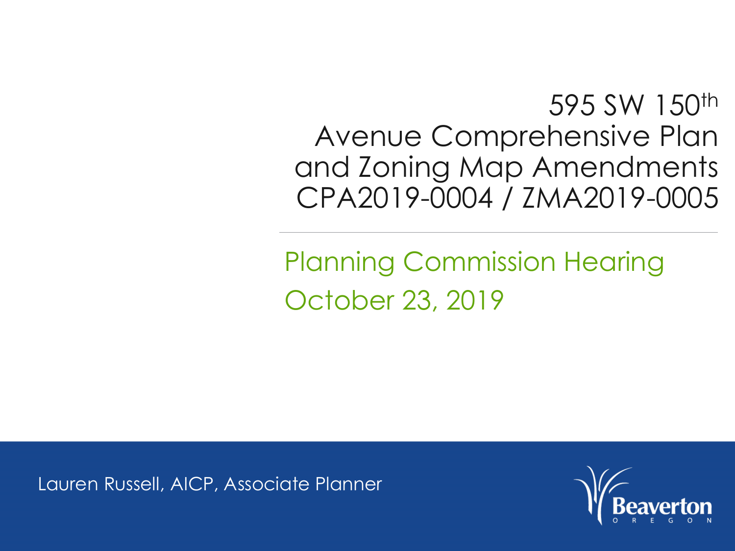# 595 SW 150th Avenue Comprehensive Plan and Zoning Map Amendments CPA2019-0004 / ZMA2019-0005

## Planning Commission Hearing

## October 23, 2019

Lauren Russell, AICP, Associate Planner

Beaverton
OREGON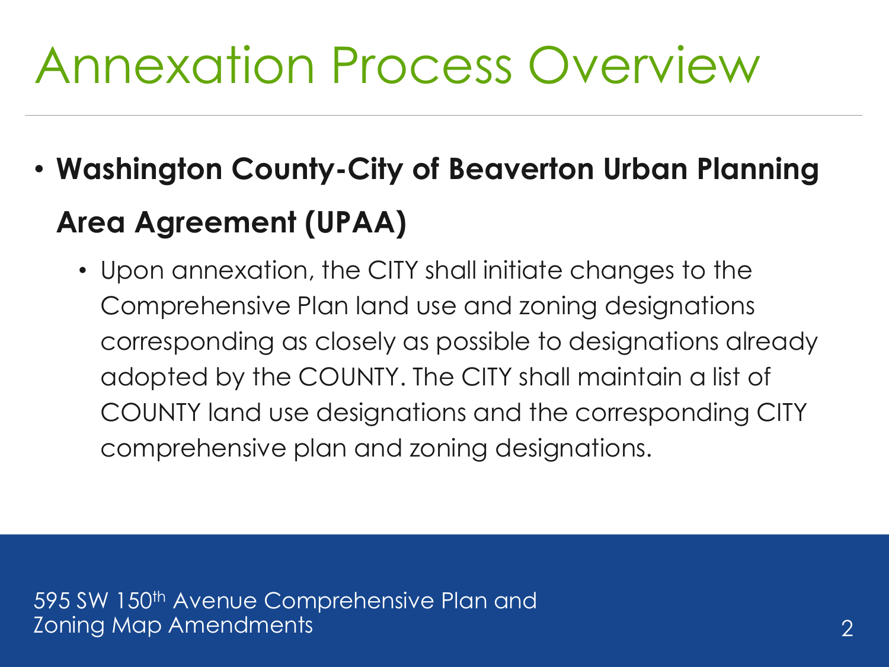# Annexation Process Overview

- **Washington County-City of Beaverton Urban Planning Area Agreement (UPAA)**
  - Upon annexation, the CITY shall initiate changes to the Comprehensive Plan land use and zoning designations corresponding as closely as possible to designations already adopted by the COUNTY. The CITY shall maintain a list of COUNTY land use designations and the corresponding CITY comprehensive plan and zoning designations.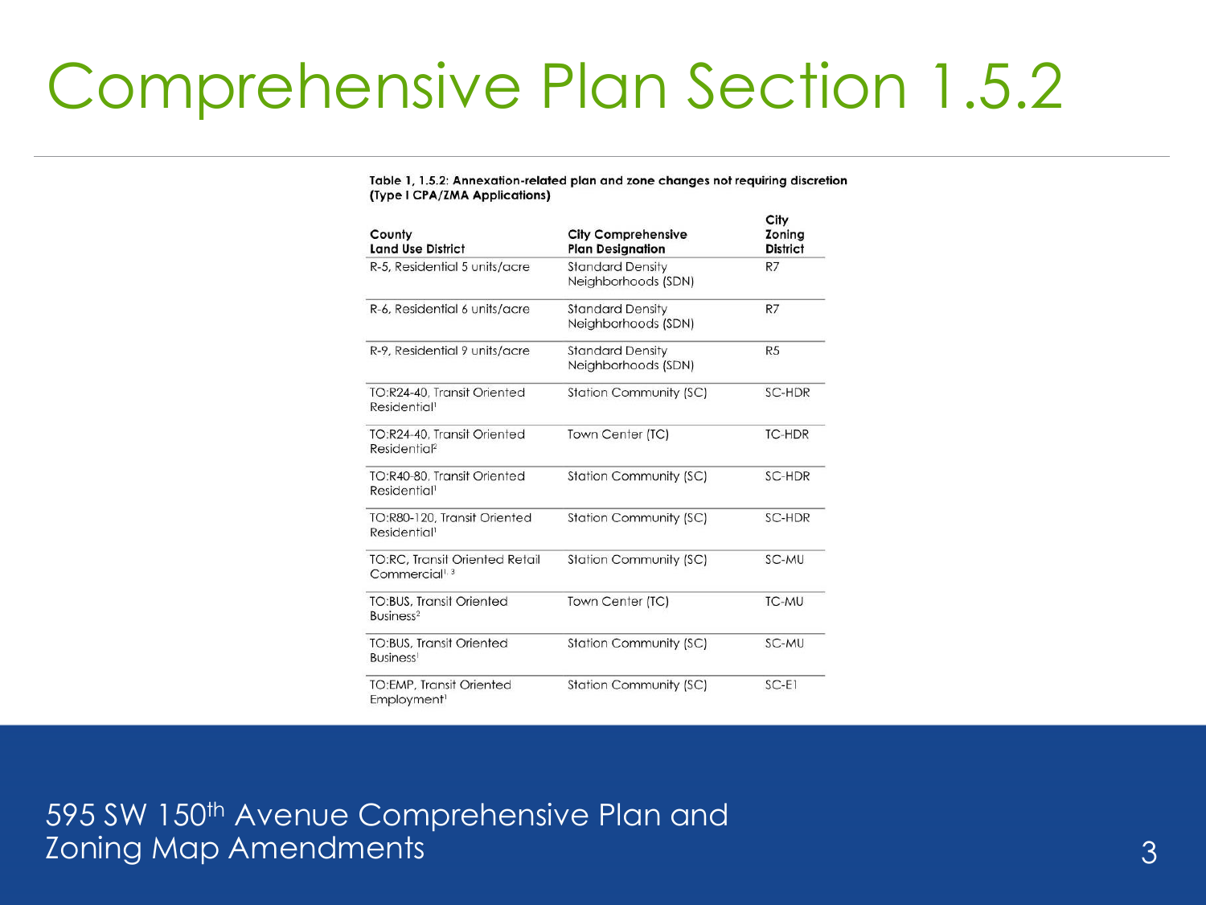# Comprehensive Plan Section 1.5.2

**Table 1, 1.5.2: Annexation-related plan and zone changes not requiring discretion (Type I CPA/ZMA Applications)**

| County Land Use District | City Comprehensive Plan Designation | City Zoning District |
|---|---|---|
| R-5, Residential 5 units/acre | Standard Density Neighborhoods (SDN) | R7 |
| R-6, Residential 6 units/acre | Standard Density Neighborhoods (SDN) | R7 |
| R-9, Residential 9 units/acre | Standard Density Neighborhoods (SDN) | R5 |
| TO:R24-40, Transit Oriented Residential[1] | Station Community (SC) | SC-HDR |
| TO:R24-40, Transit Oriented Residential[2] | Town Center (TC) | TC-HDR |
| TO:R40-80, Transit Oriented Residential[1] | Station Community (SC) | SC-HDR |
| TO:R80-120, Transit Oriented Residential[1] | Station Community (SC) | SC-HDR |
| TO:RC, Transit Oriented Retail Commercial[1, 3] | Station Community (SC) | SC-MU |
| TO:BUS, Transit Oriented Business[2] | Town Center (TC) | TC-MU |
| TO:BUS, Transit Oriented Business[1] | Station Community (SC) | SC-MU |
| TO:EMP, Transit Oriented Employment[1] | Station Community (SC) | SC-E1 |

595 SW 150th Avenue Comprehensive Plan and Zoning Map Amendments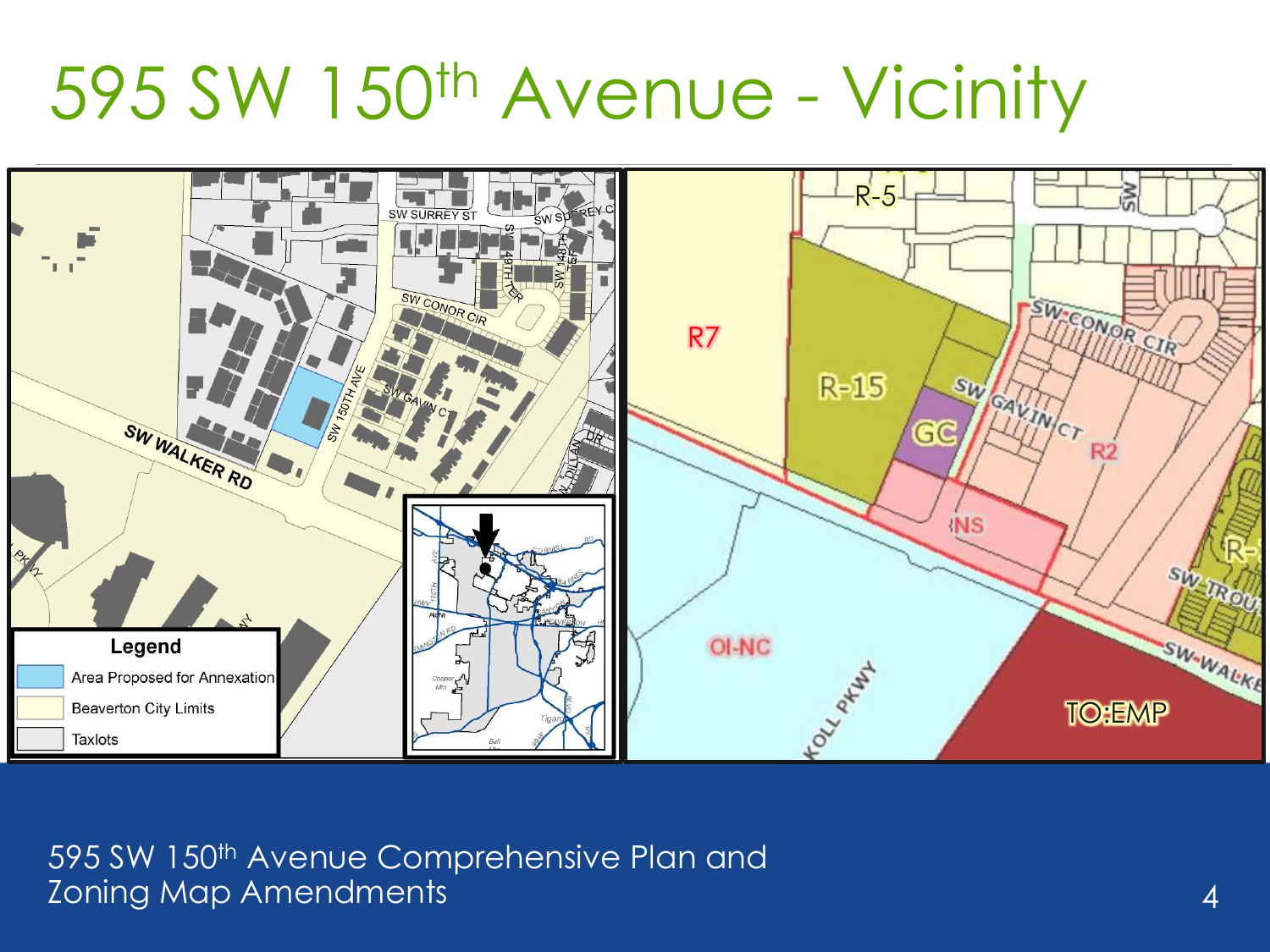# 595 SW 150th Avenue - Vicinity

**Legend**

- Area Proposed for Annexation
- Beaverton City Limits
- Taxlots

595 SW 150th Avenue Comprehensive Plan and Zoning Map Amendments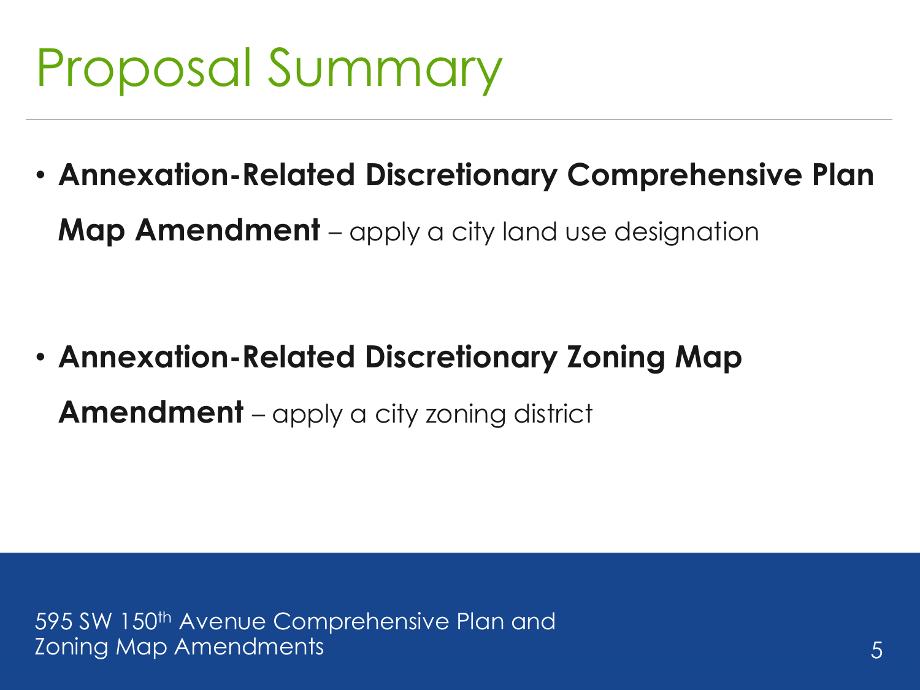# Proposal Summary

- **Annexation-Related Discretionary Comprehensive Plan Map Amendment** – apply a city land use designation

- **Annexation-Related Discretionary Zoning Map Amendment** – apply a city zoning district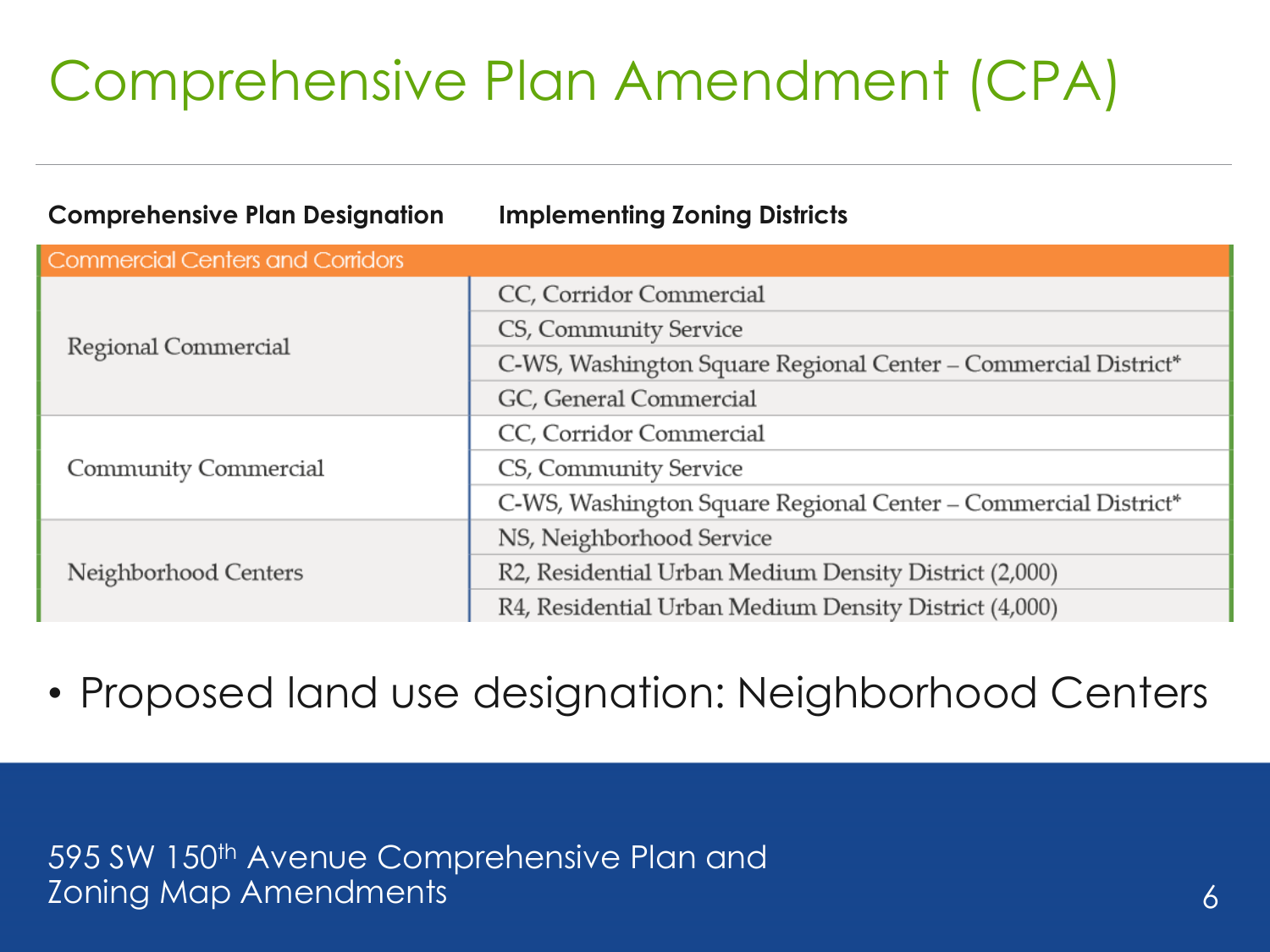# Comprehensive Plan Amendment (CPA)

| Comprehensive Plan Designation | Implementing Zoning Districts |
|---|---|
| **Commercial Centers and Corridors** | |
| Regional Commercial | CC, Corridor Commercial |
| | CS, Community Service |
| | C-WS, Washington Square Regional Center – Commercial District* |
| | GC, General Commercial |
| Community Commercial | CC, Corridor Commercial |
| | CS, Community Service |
| | C-WS, Washington Square Regional Center – Commercial District* |
| Neighborhood Centers | NS, Neighborhood Service |
| | R2, Residential Urban Medium Density District (2,000) |
| | R4, Residential Urban Medium Density District (4,000) |

- Proposed land use designation: Neighborhood Centers

595 SW 150th Avenue Comprehensive Plan and Zoning Map Amendments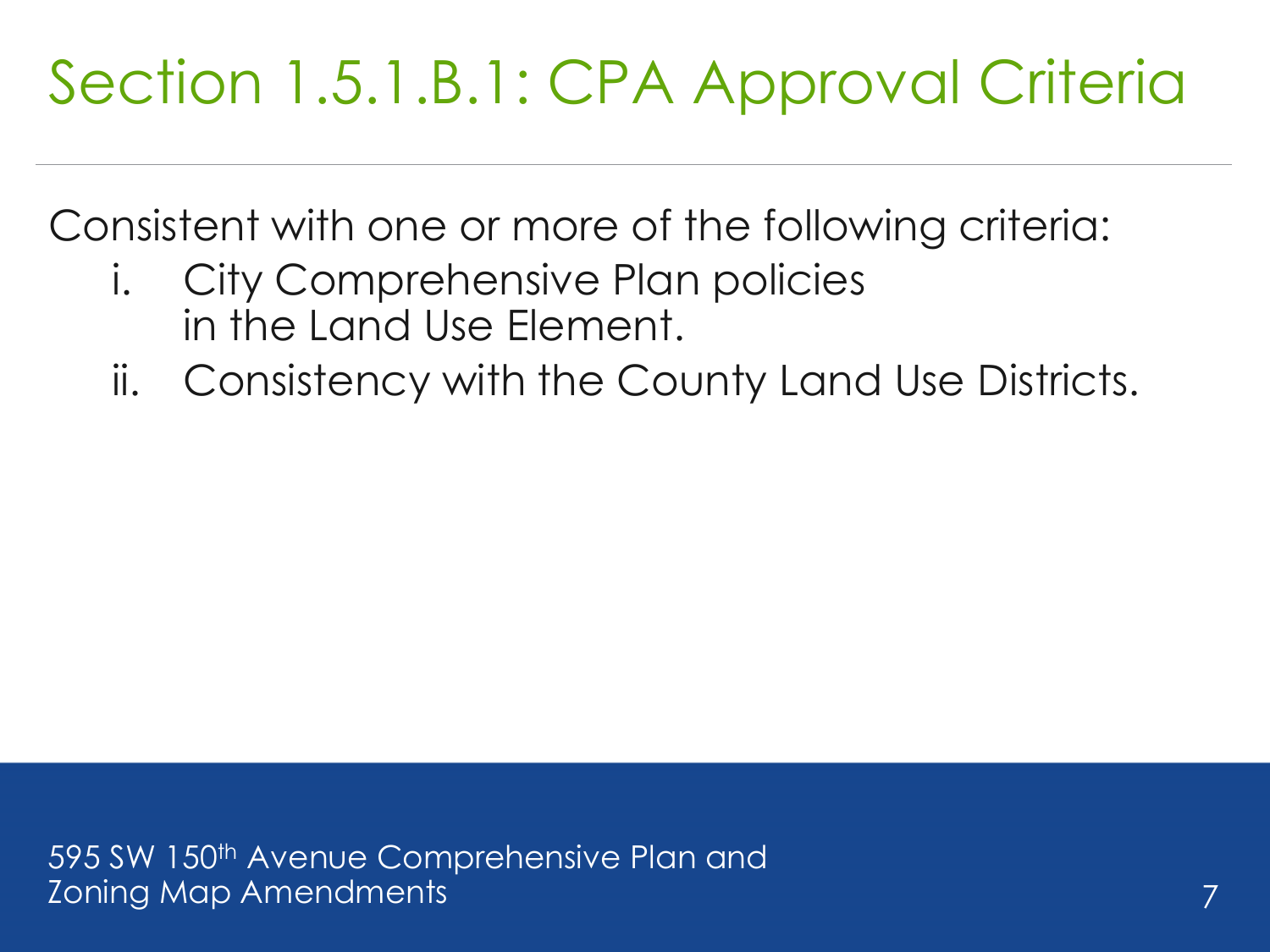# Section 1.5.1.B.1: CPA Approval Criteria

Consistent with one or more of the following criteria:

i. City Comprehensive Plan policies in the Land Use Element.
ii. Consistency with the County Land Use Districts.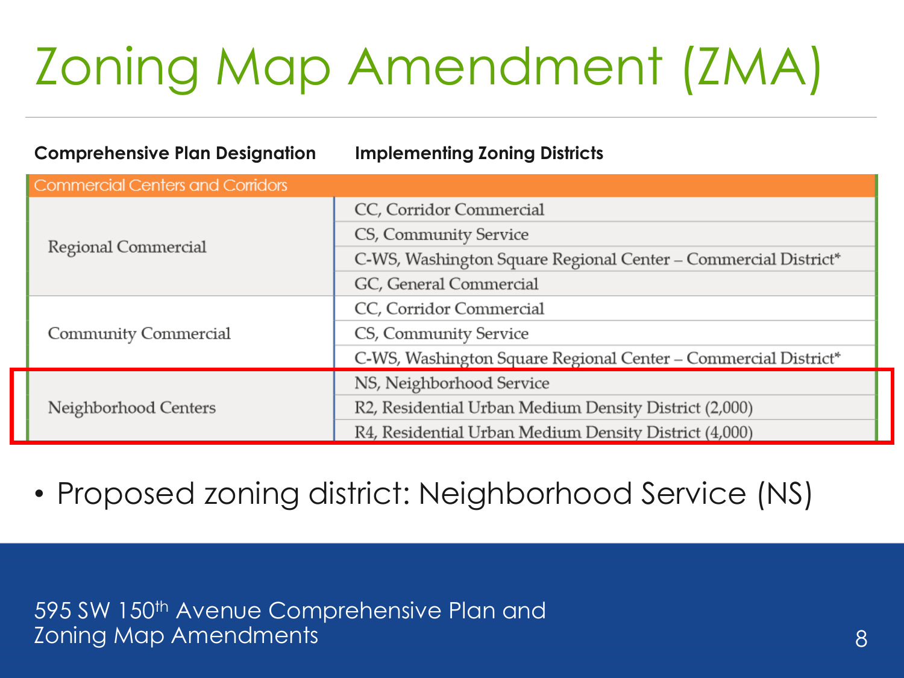# Zoning Map Amendment (ZMA)

| Comprehensive Plan Designation | Implementing Zoning Districts |
|---|---|
| **Commercial Centers and Corridors** | |
| Regional Commercial | CC, Corridor Commercial |
| | CS, Community Service |
| | C-WS, Washington Square Regional Center – Commercial District* |
| | GC, General Commercial |
| Community Commercial | CC, Corridor Commercial |
| | CS, Community Service |
| | C-WS, Washington Square Regional Center – Commercial District* |
| Neighborhood Centers | NS, Neighborhood Service |
| | R2, Residential Urban Medium Density District (2,000) |
| | R4, Residential Urban Medium Density District (4,000) |

- Proposed zoning district: Neighborhood Service (NS)

595 SW 150th Avenue Comprehensive Plan and Zoning Map Amendments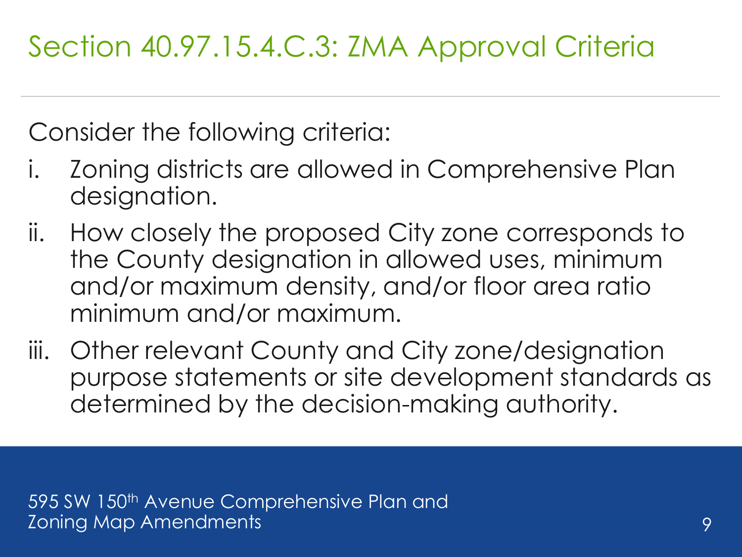# Section 40.97.15.4.C.3: ZMA Approval Criteria

Consider the following criteria:

i. Zoning districts are allowed in Comprehensive Plan designation.

ii. How closely the proposed City zone corresponds to the County designation in allowed uses, minimum and/or maximum density, and/or floor area ratio minimum and/or maximum.

iii. Other relevant County and City zone/designation purpose statements or site development standards as determined by the decision-making authority.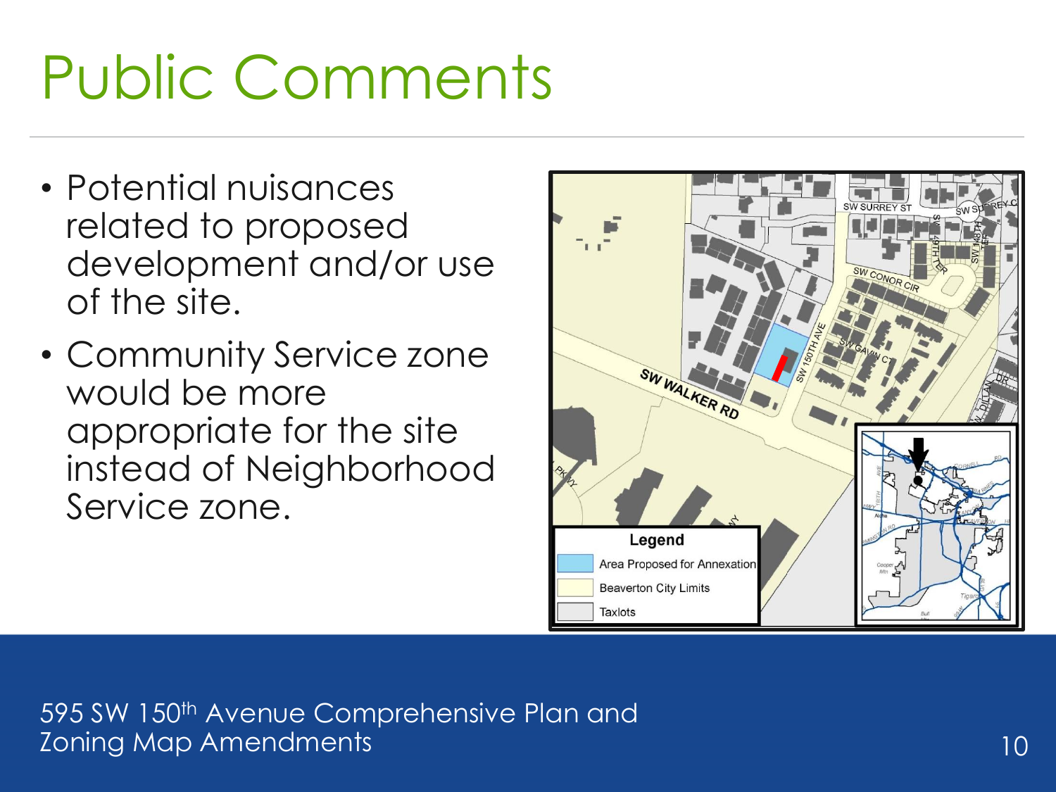# Public Comments

- Potential nuisances related to proposed development and/or use of the site.
- Community Service zone would be more appropriate for the site instead of Neighborhood Service zone.

595 SW 150th Avenue Comprehensive Plan and Zoning Map Amendments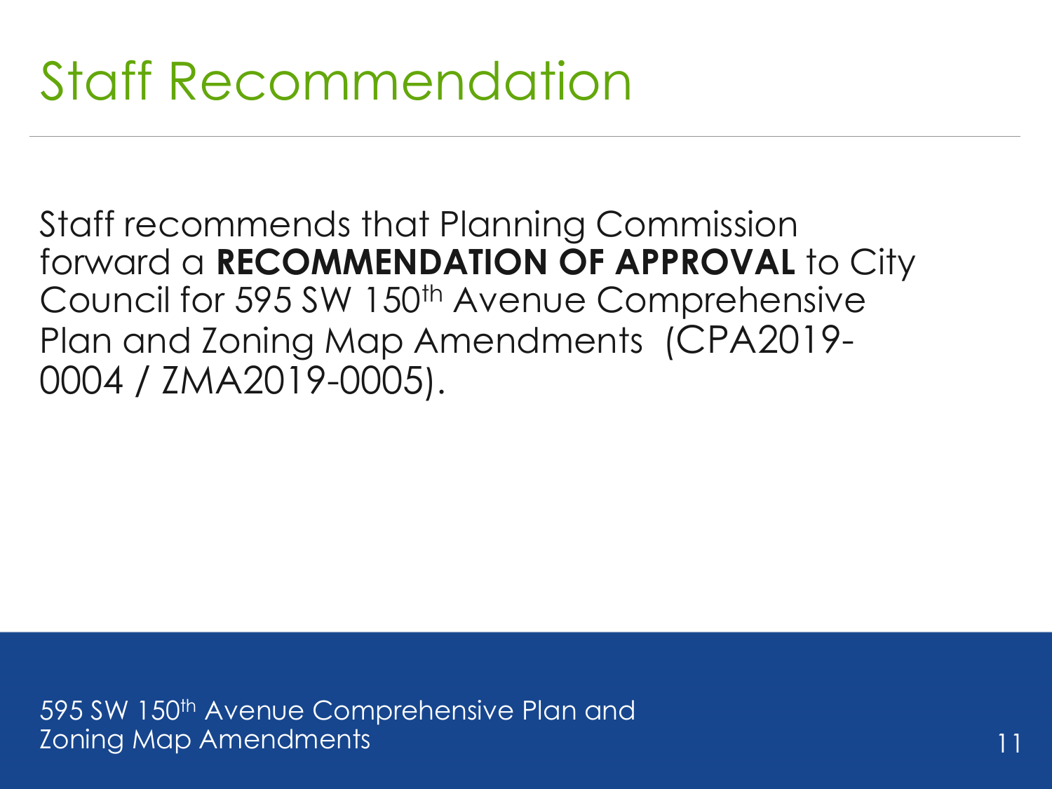# Staff Recommendation

Staff recommends that Planning Commission forward a **RECOMMENDATION OF APPROVAL** to City Council for 595 SW 150$^{th}$ Avenue Comprehensive Plan and Zoning Map Amendments (CPA2019-0004 / ZMA2019-0005).